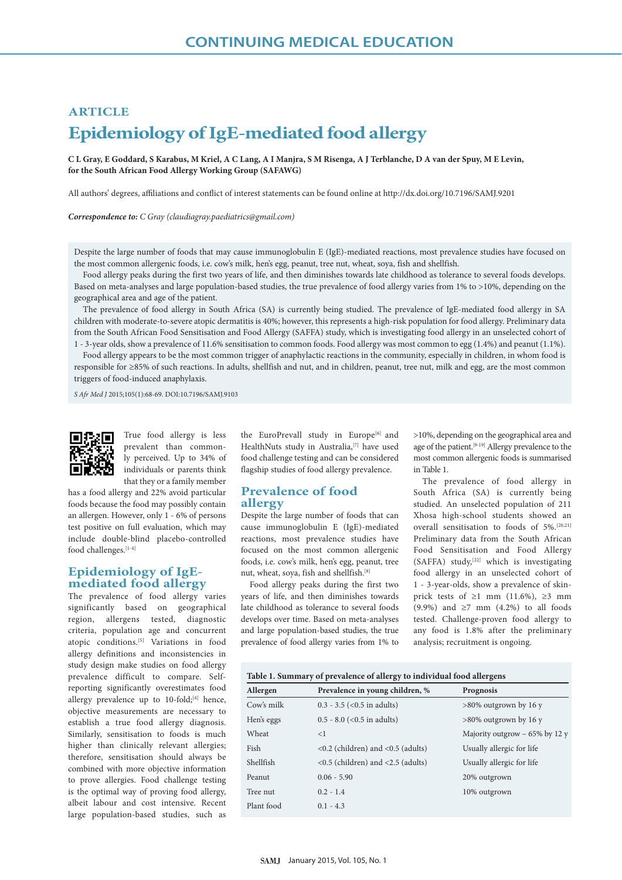CONTINUING MEDICAL EDUCATION

ARTICLE

# Epidemiology of IgE-mediated food allergy

**C L Gray, E Goddard, S Karabus, M Kriel, A C Lang, A I Manjra, S M Risenga, A J Terblanche, D A van der Spuy, M E Levin, for the South African Food Allergy Working Group (SAFAWG)**

All authors' degrees, affiliations and conflict of interest statements can be found online at http://dx.doi.org/10.7196/SAMJ.9201

***Correspondence to:*** *C Gray (claudiagray.paediatrics@gmail.com)*

Despite the large number of foods that may cause immunoglobulin E (IgE)-mediated reactions, most prevalence studies have focused on the most common allergenic foods, i.e. cow's milk, hen's egg, peanut, tree nut, wheat, soya, fish and shellfish.

Food allergy peaks during the first two years of life, and then diminishes towards late childhood as tolerance to several foods develops. Based on meta-analyses and large population-based studies, the true prevalence of food allergy varies from 1% to >10%, depending on the geographical area and age of the patient.

The prevalence of food allergy in South Africa (SA) is currently being studied. The prevalence of IgE-mediated food allergy in SA children with moderate-to-severe atopic dermatitis is 40%; however, this represents a high-risk population for food allergy. Preliminary data from the South African Food Sensitisation and Food Allergy (SAFFA) study, which is investigating food allergy in an unselected cohort of 1 - 3-year olds, show a prevalence of 11.6% sensitisation to common foods. Food allergy was most common to egg (1.4%) and peanut (1.1%).

Food allergy appears to be the most common trigger of anaphylactic reactions in the community, especially in children, in whom food is responsible for ≥85% of such reactions. In adults, shellfish and nut, and in children, peanut, tree nut, milk and egg, are the most common triggers of food-induced anaphylaxis.

*S Afr Med J* 2015;105(1):68-69. DOI:10.7196/SAMJ.9103

True food allergy is less prevalent than commonly perceived. Up to 34% of individuals or parents think that they or a family member has a food allergy and 22% avoid particular foods because the food may possibly contain an allergen. However, only 1 - 6% of persons test positive on full evaluation, which may include double-blind placebo-controlled food challenges.[1-4]

## Epidemiology of IgE-mediated food allergy

The prevalence of food allergy varies significantly based on geographical region, allergens tested, diagnostic criteria, population age and concurrent atopic conditions.[5] Variations in food allergy definitions and inconsistencies in study design make studies on food allergy prevalence difficult to compare. Self-reporting significantly overestimates food allergy prevalence up to 10-fold;[4] hence, objective measurements are necessary to establish a true food allergy diagnosis. Similarly, sensitisation to foods is much higher than clinically relevant allergies; therefore, sensitisation should always be combined with more objective information to prove allergies. Food challenge testing is the optimal way of proving food allergy, albeit labour and cost intensive. Recent large population-based studies, such as the EuroPrevall study in Europe[6] and HealthNuts study in Australia,[7] have used food challenge testing and can be considered flagship studies of food allergy prevalence.

## Prevalence of food allergy

Despite the large number of foods that can cause immunoglobulin E (IgE)-mediated reactions, most prevalence studies have focused on the most common allergenic foods, i.e. cow's milk, hen's egg, peanut, tree nut, wheat, soya, fish and shellfish.[8]

Food allergy peaks during the first two years of life, and then diminishes towards late childhood as tolerance to several foods develops over time. Based on meta-analyses and large population-based studies, the true prevalence of food allergy varies from 1% to >10%, depending on the geographical area and age of the patient.[9-19] Allergy prevalence to the most common allergenic foods is summarised in Table 1.

The prevalence of food allergy in South Africa (SA) is currently being studied. An unselected population of 211 Xhosa high-school students showed an overall sensitisation to foods of 5%.[20,21] Preliminary data from the South African Food Sensitisation and Food Allergy (SAFFA) study,[22] which is investigating food allergy in an unselected cohort of 1 - 3-year-olds, show a prevalence of skin-prick tests of ≥1 mm (11.6%), ≥3 mm (9.9%) and ≥7 mm (4.2%) to all foods tested. Challenge-proven food allergy to any food is 1.8% after the preliminary analysis; recruitment is ongoing.

**Table 1. Summary of prevalence of allergy to individual food allergens**

| Allergen | Prevalence in young children, % | Prognosis |
|---|---|---|
| Cow's milk | 0.3 - 3.5 (<0.5 in adults) | >80% outgrown by 16 y |
| Hen's eggs | 0.5 - 8.0 (<0.5 in adults) | >80% outgrown by 16 y |
| Wheat | <1 | Majority outgrow – 65% by 12 y |
| Fish | <0.2 (children) and <0.5 (adults) | Usually allergic for life |
| Shellfish | <0.5 (children) and <2.5 (adults) | Usually allergic for life |
| Peanut | 0.06 - 5.90 | 20% outgrown |
| Tree nut | 0.2 - 1.4 | 10% outgrown |
| Plant food | 0.1 - 4.3 | |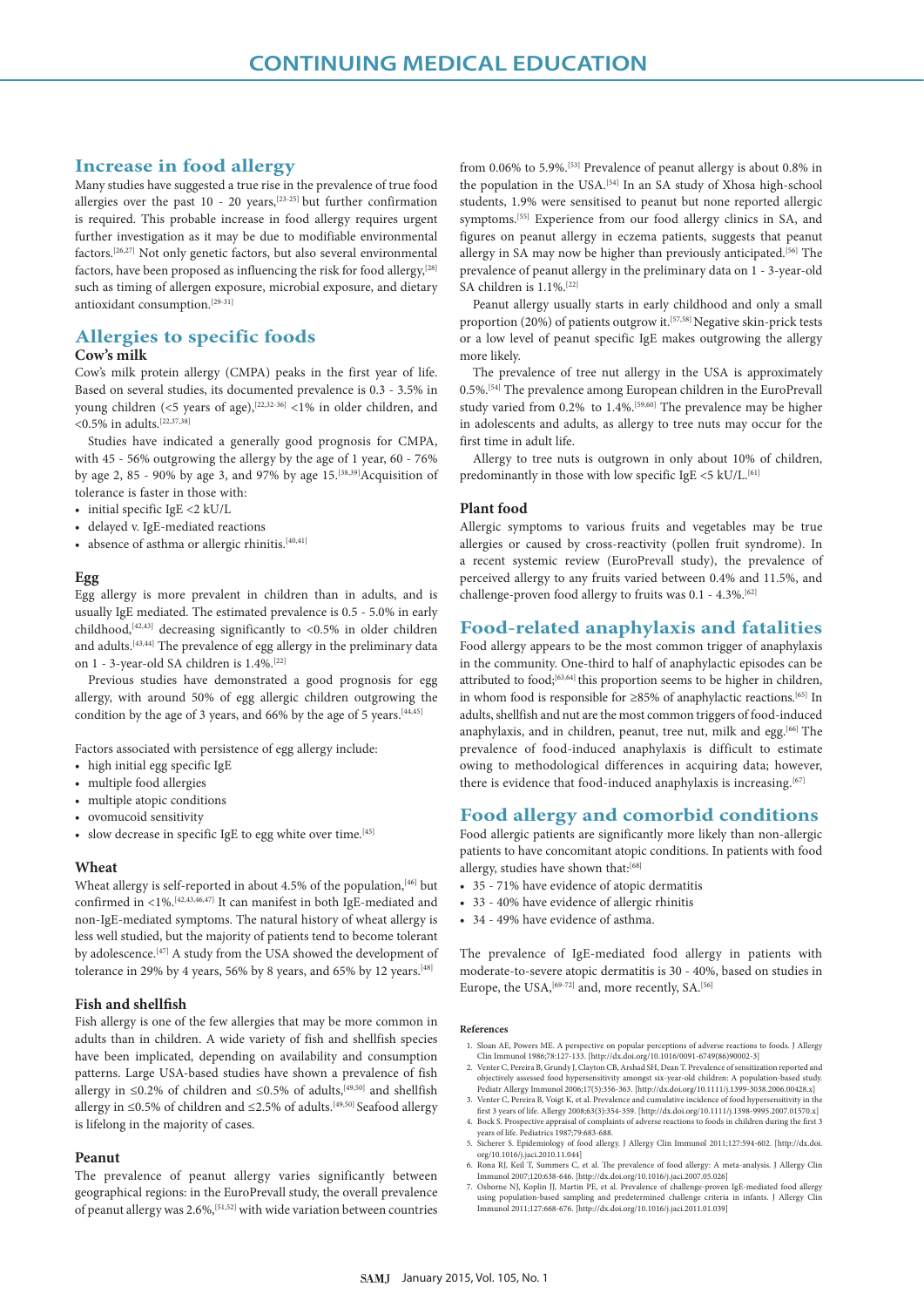## Increase in food allergy

Many studies have suggested a true rise in the prevalence of true food allergies over the past 10 - 20 years,[23-25] but further confirmation is required. This probable increase in food allergy requires urgent further investigation as it may be due to modifiable environmental factors.[26,27] Not only genetic factors, but also several environmental factors, have been proposed as influencing the risk for food allergy,[28] such as timing of allergen exposure, microbial exposure, and dietary antioxidant consumption.[29-31]

## Allergies to specific foods

### Cow's milk

Cow's milk protein allergy (CMPA) peaks in the first year of life. Based on several studies, its documented prevalence is 0.3 - 3.5% in young children (<5 years of age),[22,32-36] <1% in older children, and <0.5% in adults.[22,37,38]

Studies have indicated a generally good prognosis for CMPA, with 45 - 56% outgrowing the allergy by the age of 1 year, 60 - 76% by age 2, 85 - 90% by age 3, and 97% by age 15.[38,39] Acquisition of tolerance is faster in those with:

- initial specific IgE <2 kU/L
- delayed v. IgE-mediated reactions
- absence of asthma or allergic rhinitis.[40,41]

### Egg

Egg allergy is more prevalent in children than in adults, and is usually IgE mediated. The estimated prevalence is 0.5 - 5.0% in early childhood,[42,43] decreasing significantly to <0.5% in older children and adults.[43,44] The prevalence of egg allergy in the preliminary data on 1 - 3-year-old SA children is 1.4%.[22]

Previous studies have demonstrated a good prognosis for egg allergy, with around 50% of egg allergic children outgrowing the condition by the age of 3 years, and 66% by the age of 5 years.[44,45]

Factors associated with persistence of egg allergy include:

- high initial egg specific IgE
- multiple food allergies
- multiple atopic conditions
- ovomucoid sensitivity
- slow decrease in specific IgE to egg white over time.[45]

### Wheat

Wheat allergy is self-reported in about 4.5% of the population,[46] but confirmed in <1%.[42,43,46,47] It can manifest in both IgE-mediated and non-IgE-mediated symptoms. The natural history of wheat allergy is less well studied, but the majority of patients tend to become tolerant by adolescence.[47] A study from the USA showed the development of tolerance in 29% by 4 years, 56% by 8 years, and 65% by 12 years.[48]

### Fish and shellfish

Fish allergy is one of the few allergies that may be more common in adults than in children. A wide variety of fish and shellfish species have been implicated, depending on availability and consumption patterns. Large USA-based studies have shown a prevalence of fish allergy in ≤0.2% of children and ≤0.5% of adults,[49,50] and shellfish allergy in ≤0.5% of children and ≤2.5% of adults.[49,50] Seafood allergy is lifelong in the majority of cases.

### Peanut

The prevalence of peanut allergy varies significantly between geographical regions: in the EuroPrevall study, the overall prevalence of peanut allergy was 2.6%,[51,52] with wide variation between countries from 0.06% to 5.9%.[53] Prevalence of peanut allergy is about 0.8% in the population in the USA.[54] In an SA study of Xhosa high-school students, 1.9% were sensitised to peanut but none reported allergic symptoms.[55] Experience from our food allergy clinics in SA, and figures on peanut allergy in eczema patients, suggests that peanut allergy in SA may now be higher than previously anticipated.[56] The prevalence of peanut allergy in the preliminary data on 1 - 3-year-old SA children is 1.1%.[22]

Peanut allergy usually starts in early childhood and only a small proportion (20%) of patients outgrow it.[57,58] Negative skin-prick tests or a low level of peanut specific IgE makes outgrowing the allergy more likely.

The prevalence of tree nut allergy in the USA is approximately 0.5%.[54] The prevalence among European children in the EuroPrevall study varied from 0.2% to 1.4%.[59,60] The prevalence may be higher in adolescents and adults, as allergy to tree nuts may occur for the first time in adult life.

Allergy to tree nuts is outgrown in only about 10% of children, predominantly in those with low specific IgE <5 kU/L.[61]

### Plant food

Allergic symptoms to various fruits and vegetables may be true allergies or caused by cross-reactivity (pollen fruit syndrome). In a recent systemic review (EuroPrevall study), the prevalence of perceived allergy to any fruits varied between 0.4% and 11.5%, and challenge-proven food allergy to fruits was 0.1 - 4.3%.[62]

## Food-related anaphylaxis and fatalities

Food allergy appears to be the most common trigger of anaphylaxis in the community. One-third to half of anaphylactic episodes can be attributed to food;[63,64] this proportion seems to be higher in children, in whom food is responsible for ≥85% of anaphylactic reactions.[65] In adults, shellfish and nut are the most common triggers of food-induced anaphylaxis, and in children, peanut, tree nut, milk and egg.[66] The prevalence of food-induced anaphylaxis is difficult to estimate owing to methodological differences in acquiring data; however, there is evidence that food-induced anaphylaxis is increasing.[67]

## Food allergy and comorbid conditions

Food allergic patients are significantly more likely than non-allergic patients to have concomitant atopic conditions. In patients with food allergy, studies have shown that:[68]

- 35 - 71% have evidence of atopic dermatitis
- 33 - 40% have evidence of allergic rhinitis
- 34 - 49% have evidence of asthma.

The prevalence of IgE-mediated food allergy in patients with moderate-to-severe atopic dermatitis is 30 - 40%, based on studies in Europe, the USA,[69-72] and, more recently, SA.[56]

### References

1. Sloan AE, Powers ME. A perspective on popular perceptions of adverse reactions to foods. J Allergy Clin Immunol 1986;78:127-133. [http://dx.doi.org/10.1016/0091-6749(86)90002-3]
2. Venter C, Pereira B, Grundy J, Clayton CB, Arshad SH, Dean T. Prevalence of sensitization reported and objectively assessed food hypersensitivity amongst six-year-old children: A population-based study. Pediatr Allergy Immunol 2006;17(5):356-363. [http://dx.doi.org/10.1111/j.1399-3038.2006.00428.x]
3. Venter C, Pereira B, Voigt K, et al. Prevalence and cumulative incidence of food hypersensitivity in the first 3 years of life. Allergy 2008;63(3):354-359. [http://dx.doi.org/10.1111/j.1398-9995.2007.01570.x]
4. Bock S. Prospective appraisal of complaints of adverse reactions to foods in children during the first 3 years of life. Pediatrics 1987;79:683-688.
5. Sicherer S. Epidemiology of food allergy. J Allergy Clin Immunol 2011;127:594-602. [http://dx.doi.org/10.1016/j.jaci.2010.11.044]
6. Rona RJ, Keil T, Summers C, et al. The prevalence of food allergy: A meta-analysis. J Allergy Clin Immunol 2007;120:638-646. [http://dx.doi.org/10.1016/j.jaci.2007.05.026]
7. Osborne NJ, Koplin JJ, Martin PE, et al. Prevalence of challenge-proven IgE-mediated food allergy using population-based sampling and predetermined challenge criteria in infants. J Allergy Clin Immunol 2011;127:668-676. [http://dx.doi.org/10.1016/j.jaci.2011.01.039]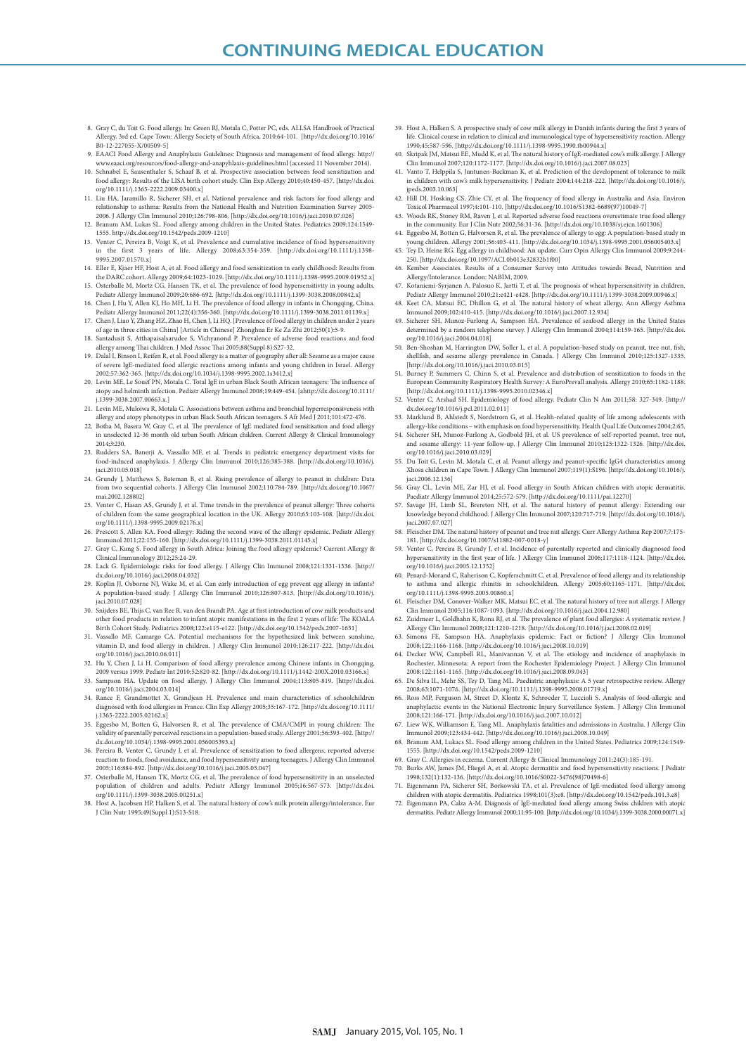8. Gray C, du Toit G. Food allergy. In: Green RJ, Motala C, Potter PC, eds. ALLSA Handbook of Practical Allergy. 3rd ed. Cape Town: Allergy Society of South Africa, 2010:64-101. [http://dx.doi.org/10.1016/B0-12-227055-X/00509-5]
9. EAACI Food Allergy and Anaphylaxis Guidelines: Diagnosis and management of food allergy. http://www.eaaci.org/resources/food-allergy-and-anapyhlaxis-guidelines.html (accessed 11 November 2014).
10. Schnabel E, Sausenthaler S, Schaaf B, et al. Prospective association between food sensitization and food allergy: Results of the LISA birth cohort study. Clin Exp Allergy 2010;40:450-457. [http://dx.doi.org/10.1111/j.1365-2222.2009.03400.x]
11. Liu HA, Jaramillo R, Sicherer SH, et al. National prevalence and risk factors for food allergy and relationship to asthma: Results from the National Health and Nutrition Examination Survey 2005-2006. J Allergy Clin Immunol 2010;126:798-806. [http://dx.doi.org/10.1016/j.jaci.2010.07.026]
12. Branum AM, Lukas SL. Food allergy among children in the United States. Pediatrics 2009;124:1549-1555. http://dx.doi.org/10.1542/peds.2009-1210]
13. Venter C, Pereira B, Voigt K, et al. Prevalence and cumulative incidence of food hypersensitivity in the first 3 years of life. Allergy 2008;63:354-359. [http://dx.doi.org/10.1111/j.1398-9995.2007.01570.x]
14. Eller E, Kjaer HF, Host A, et al. Food allergy and food sensitization in early childhood: Results from the DARC cohort. Allergy 2009;64:1023-1029. [http://dx.doi.org/10.1111/j.1398-9995.2009.01952.x]
15. Osterballe M, Mortz CG, Hansen TK, et al. The prevalence of food hypersensitivity in young adults. Pediatr Allergy Immunol 2009;20:686-692. [http://dx.doi.org/10.1111/j.1399-3038.2008.00842.x]
16. Chen J, Hu Y, Allen KJ, Ho MH, Li H. The prevalence of food allergy in infants in Chongqing, China. Pediatr Allergy Immunol 2011;22(4):356-360. [http://dx.doi.org/10.1111/j.1399-3038.2011.01139.x]
17. Chen J, Liao Y, Zhang HZ, Zhao H, Chen J, Li HQ. [Prevalence of food allergy in children under 2 years of age in three cities in China] [Article in Chinese] Zhonghua Er Ke Za Zhi 2012;50(1):5-9.
18. Santadusit S, Atthapaisalsarudee S, Vichyanond P. Prevalence of adverse food reactions and food allergy among Thai children. J Med Assoc Thai 2005;88(Suppl 8):S27-32.
19. Dalal I, Binson I, Reifen R, et al. Food allergy is a matter of geography after all: Sesame as a major cause of severe IgE-mediated food allergic reactions among infants and young children in Israel. Allergy 2002;57:362-365. [http://dx.doi.org/10.1034/j.1398-9995.2002.1s3412.x]
20. Levin ME, Le Souëf PN, Motala C. Total IgE in urban Black South African teenagers: The influence of atopy and helminth infection. Pediatr Allergy Immunol 2008;19:449-454. [ahttp://dx.doi.org/10.1111/j.1399-3038.2007.00663.x.]
21. Levin ME, Muloiwa R, Motala C. Associations between asthma and bronchial hyperresponsiveness with allergy and atopy phenotypes in urban Black South African teenagers. S Afr Med J 2011;101:472-476.
22. Botha M, Basera W, Gray C, et al. The prevalence of IgE mediated food sensitisation and food allergy in unselected 12-36 month old urban South African children. Current Allergy & Clinical Immunology 2014;3:230.
23. Rudders SA, Banerji A, Vassallo MF, et al. Trends in pediatric emergency department visits for food-induced anaphylaxis. J Allergy Clin Immunol 2010;126:385-388. [http://dx.doi.org/10.1016/j.jaci.2010.05.018]
24. Grundy J, Matthews S, Bateman B, et al. Rising prevalence of allergy to peanut in children: Data from two sequential cohorts. J Allergy Clin Immunol 2002;110:784-789. [http://dx.doi.org/10.1067/mai.2002.128802]
25. Venter C, Hasan AS, Grundy J, et al. Time trends in the prevalence of peanut allergy: Three cohorts of children from the same geographical location in the UK. Allergy 2010;65:103-108. [http://dx.doi.org/10.1111/j.1398-9995.2009.02176.x]
26. Prescott S, Allen KA. Food allergy: Riding the second wave of the allergy epidemic. Pediatr Allergy Immunol 2011;22:155-160. [http://dx.doi.org/10.1111/j.1399-3038.2011.01145.x]
27. Gray C, Kung S. Food allergy in South Africa: Joining the food allergy epidemic? Current Allergy & Clinical Immunology 2012;25:24-29.
28. Lack G. Epidemiologic risks for food allergy. J Allergy Clin Immunol 2008;121:1331-1336. [http://dx.doi.org/10.1016/j.jaci.2008.04.032]
29. Koplin JJ, Osborne NJ, Wake M, et al. Can early introduction of egg prevent egg allergy in infants? A population-based study. J Allergy Clin Immunol 2010;126:807-813. [http://dx.doi.org/10.1016/j.jaci.2010.07.028]
30. Snijders BE, Thijs C, van Ree R, van den Brandt PA. Age at first introduction of cow milk products and other food products in relation to infant atopic manifestations in the first 2 years of life: The KOALA Birth Cohort Study. Pediatrics 2008;122:e115-e122. [http://dx.doi.org/10.1542/peds.2007-1651]
31. Vassallo MF, Camargo CA. Potential mechanisms for the hypothesized link between sunshine, vitamin D, and food allergy in children. J Allergy Clin Immunol 2010;126:217-222. [http://dx.doi.org/10.1016/j.jaci.2010.06.011]
32. Hu Y, Chen J, Li H. Comparison of food allergy prevalence among Chinese infants in Chongqing, 2009 versus 1999. Pediatr Int 2010;52:820-82. [http://dx.doi.org/10.1111/j.1442-200X.2010.03166.x]
33. Sampson HA. Update on food allergy. J Allergy Clin Immunol 2004;113:805-819. [http://dx.doi.org/10.1016/j.jaci.2004.03.014]
34. Rance F, Grandmottet X, Grandjean H. Prevalence and main characteristics of schoolchildren diagnosed with food allergies in France. Clin Exp Allergy 2005;35:167-172. [http://dx.doi.org/10.1111/j.1365-2222.2005.02162.x]
35. Eggesbo M, Botten G, Halvorsen R, et al. The prevalence of CMA/CMPI in young children: The validity of parentally perceived reactions in a population-based study. Allergy 2001;56:393-402. [http://dx.doi.org/10.1034/j.1398-9995.2001.056005393.x]
36. Pereira B, Venter C, Grundy J, et al. Prevalence of sensitization to food allergens, reported adverse reaction to foods, food avoidance, and food hypersensitivity among teenagers. J Allergy Clin Immunol 2005;116:884-892. [http://dx.doi.org/10.1016/j.jaci.2005.05.047]
37. Osterballe M, Hansen TK, Mortz CG, et al. The prevalence of food hypersensitivity in an unselected population of children and adults. Pediatr Allergy Immunol 2005;16:567-573. [http://dx.doi.org/10.1111/j.1399-3038.2005.00251.x]
38. Host A, Jacobsen HP, Halken S, et al. The natural history of cow's milk protein allergy/intolerance. Eur J Clin Nutr 1995;49(Suppl 1):S13-S18.
39. Host A, Halken S. A prospective study of cow milk allergy in Danish infants during the first 3 years of life. Clinical course in relation to clinical and immunological type of hypersensitivity reaction. Allergy 1990;45:587-596. [http://dx.doi.org/10.1111/j.1398-9995.1990.tb00944.x]
40. Skripak JM, Matsui EE, Mudd K, et al. The natural history of IgE-mediated cow's milk allergy. J Allergy Clin Immunol 2007;120:1172-1177. [http://dx.doi.org/10.1016/j.jaci.2007.08.023]
41. Vanto T, Helppila S, Juntunen-Backman K, et al. Prediction of the development of tolerance to milk in children with cow's milk hypersensitivity. J Pediatr 2004;144:218-222. [http://dx.doi.org/10.1016/j.jpeds.2003.10.063]
42. Hill DJ, Hosking CS, Zhie CY, et al. The frequency of food allergy in Australia and Asia. Environ Toxicol Pharmacol 1997;4:101-110. [http://dx.doi.org/10.1016/S1382-6689(97)10049-7]
43. Woods RK, Stoney RM, Raven J, et al. Reported adverse food reactions overestimate true food allergy in the community. Eur J Clin Nutr 2002;56:31-36. [http://dx.doi.org/10.1038/sj.ejcn.1601306]
44. Eggesbo M, Botten G, Halvorsen R, et al. The prevalence of allergy to egg: A population-based study in young children. Allergy 2001;56:403-411. [http://dx.doi.org/10.1034/j.1398-9995.2001.056005403.x]
45. Tey D, Heine RG. Egg allergy in childhood: An update. Curr Opin Allergy Clin Immunol 2009;9:244-250. [http://dx.doi.org/10.1097/ACI.0b013e32832b1f00]
46. Kember Associates. Results of a Consumer Survey into Attitudes towards Bread, Nutrition and Allergy/Intolerance. London: NABIM, 2009.
47. Kotaniemi-Syrjanen A, Palosuo K, Jartti T, et al. The prognosis of wheat hypersensitivity in children. Pediatr Allergy Immunol 2010;21:e421-e428. [http://dx.doi.org/10.1111/j.1399-3038.2009.00946.x]
48. Keet CA, Matsui EC, Dhillon G, et al. The natural history of wheat allergy. Ann Allergy Asthma Immunol 2009;102:410-415. [http://dx.doi.org/10.1016/j.jaci.2007.12.934]
49. Sicherer SH, Munoz-Furlong A, Sampson HA. Prevalence of seafood allergy in the United States determined by a random telephone survey. J Allergy Clin Immunol 2004;114:159-165. [http://dx.doi.org/10.1016/j.jaci.2004.04.018]
50. Ben-Shoshan M, Harrington DW, Soller L, et al. A population-based study on peanut, tree nut, fish, shellfish, and sesame allergy prevalence in Canada. J Allergy Clin Immunol 2010;125:1327-1335. [http://dx.doi.org/10.1016/j.jaci.2010.03.015]
51. Burney P, Summers C, Chinn S, et al. Prevalence and distribution of sensitization to foods in the European Community Respiratory Health Survey: A EuroPrevall analysis. Allergy 2010;65:1182-1188. [http://dx.doi.org/10.1111/j.1398-9995.2010.02346.x]
52. Venter C, Arshad SH. Epidemiology of food allergy. Pediatr Clin N Am 2011;58: 327-349. [http://dx.doi.org/10.1016/j.pcl.2011.02.011]
53. Marklund B, Ahlstedt S, Nordstrom G, et al. Health-related quality of life among adolescents with allergy-like conditions – with emphasis on food hypersensitivity. Health Qual Life Outcomes 2004;2:65.
54. Sicherer SH, Munoz-Furlong A, Godbold JH, et al. US prevalence of self-reported peanut, tree nut, and sesame allergy: 11-year follow-up. J Allergy Clin Immunol 2010;125:1322-1326. [http://dx.doi.org/10.1016/j.jaci.2010.03.029]
55. Du Toit G, Levin M, Motala C, et al. Peanut allergy and peanut-specific IgG4 characteristics among Xhosa children in Cape Town. J Allergy Clin Immunol 2007;119(1):S196. [http://dx.doi.org/10.1016/j.jaci.2006.12.136]
56. Gray CL, Levin ME, Zar HJ, et al. Food allergy in South African children with atopic dermatitis. Paediatr Allergy Immunol 2014;25:572-579. [http://dx.doi.org/10.1111/pai.12270]
57. Savage JH, Limb SL, Brereton NH, et al. The natural history of peanut allergy: Extending our knowledge beyond childhood. J Allergy Clin Immunol 2007;120:717-719. [http://dx.doi.org/10.1016/j.jaci.2007.07.027]
58. Fleischer DM. The natural history of peanut and tree nut allergy. Curr Allergy Asthma Rep 2007;7:175-181. [http://dx.doi.org/10.1007/s11882-007-0018-y]
59. Venter C, Pereira B, Grundy J, et al. Incidence of parentally reported and clinically diagnosed food hypersensitivity in the first year of life. J Allergy Clin Immunol 2006;117:1118-1124. [http://dx.doi.org/10.1016/j.jaci.2005.12.1352]
60. Penard-Morand C, Raherison C, Kopferschmitt C, et al. Prevalence of food allergy and its relationship to asthma and allergic rhinitis in schoolchildren. Allergy 2005;60:1165-1171. [http://dx.doi.org/10.1111/j.1398-9995.2005.00860.x]
61. Fleischer DM, Conover-Walker MK, Matsui EC, et al. The natural history of tree nut allergy. J Allergy Clin Immunol 2005;116:1087-1093. [http://dx.doi.org/10.1016/j.jaci.2004.12.980]
62. Zuidmeer L, Goldhahn K, Rona RJ, et al. The prevalence of plant food allergies: A systematic review. J Allergy Clin Immunol 2008;121:1210-1218. [http://dx.doi.org/10.1016/j.jaci.2008.02.019]
63. Simons FE, Sampson HA. Anaphylaxis epidemic: Fact or fiction? J Allergy Clin Immunol 2008;122:1166-1168. [http://dx.doi.org/10.1016/j.jaci.2008.10.019]
64. Decker WW, Campbell RL, Manivannan V, et al. The etiology and incidence of anaphylaxis in Rochester, Minnesota: A report from the Rochester Epidemiology Project. J Allergy Clin Immunol 2008;122:1161-1165. [http://dx.doi.org/10.1016/j.jaci.2008.09.043]
65. De Silva IL, Mehr SS, Tey D, Tang ML. Paediatric anaphylaxis: A 5 year retrospective review. Allergy 2008;63:1071-1076. [http://dx.doi.org/10.1111/j.1398-9995.2008.01719.x]
66. Ross MP, Ferguson M, Street D, Klontz K, Schroeder T, Luccioli S. Analysis of food-allergic and anaphylactic events in the National Electronic Injury Surveillance System. J Allergy Clin Immunol 2008;121:166-171. [http://dx.doi.org/10.1016/j.jaci.2007.10.012]
67. Liew WK, Williamson E, Tang ML. Anaphylaxis fatalities and admissions in Australia. J Allergy Clin Immunol 2009;123:434-442. [http://dx.doi.org/10.1016/j.jaci.2008.10.049]
68. Branum AM, Lukacs SL. Food allergy among children in the United States. Pediatrics 2009;124:1549-1555. [http://dx.doi.org/10.1542/peds.2009-1210]
69. Gray C. Allergies in eczema. Current Allergy & Clinical Immunology 2011;24(3):185-191.
70. Burks AW, James JM, Hiegel A, et al. Atopic dermatitis and food hypersensitivity reactions. J Pediatr 1998;132(1):132-136. [http://dx.doi.org/10.1016/S0022-3476(98)70498-6]
71. Eigenmann PA, Sicherer SH, Borkowski TA, et al. Prevalence of IgE-mediated food allergy among children with atopic dermatitis. Pediatrics 1998;101(3):e8. [http://dx.doi.org/10.1542/peds.101.3.e8]
72. Eigenmann PA, Calza A-M. Diagnosis of IgE-mediated food allergy among Swiss children with atopic dermatitis. Pediatr Allergy Immunol 2000;11:95-100. [http://dx.doi.org/10.1034/j.1399-3038.2000.00071.x]